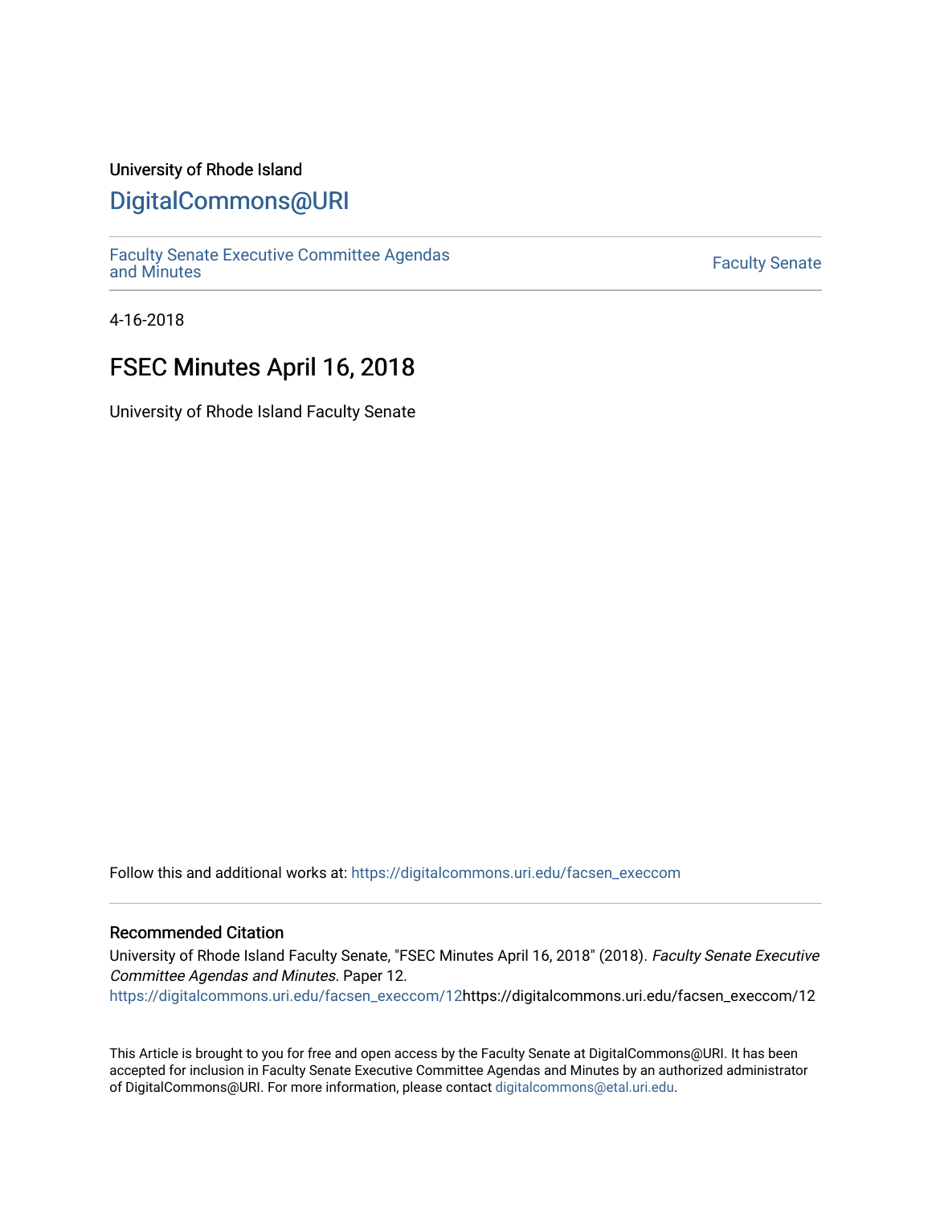University of Rhode Island

# DigitalCommons@URI

Faculty Senate Executive Committee Agendas and Minutes

Faculty Senate

4-16-2018

## FSEC Minutes April 16, 2018

University of Rhode Island Faculty Senate

Follow this and additional works at: https://digitalcommons.uri.edu/facsen_execcom

### Recommended Citation

University of Rhode Island Faculty Senate, "FSEC Minutes April 16, 2018" (2018). *Faculty Senate Executive Committee Agendas and Minutes*. Paper 12.
https://digitalcommons.uri.edu/facsen_execcom/12https://digitalcommons.uri.edu/facsen_execcom/12

This Article is brought to you for free and open access by the Faculty Senate at DigitalCommons@URI. It has been accepted for inclusion in Faculty Senate Executive Committee Agendas and Minutes by an authorized administrator of DigitalCommons@URI. For more information, please contact digitalcommons@etal.uri.edu.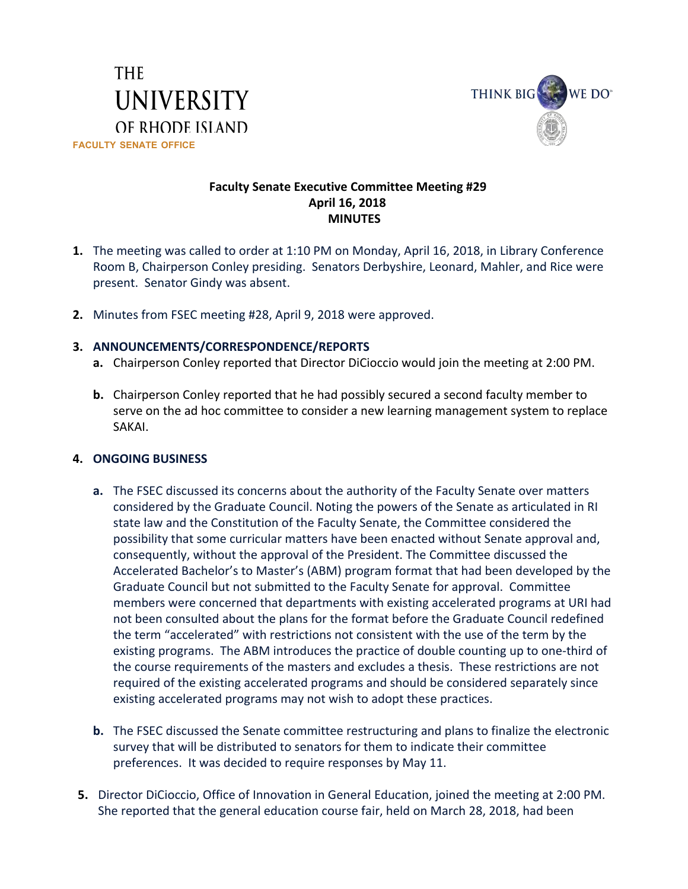THE UNIVERSITY OF RHODE ISLAND
FACULTY SENATE OFFICE

THINK BIG WE DO

**Faculty Senate Executive Committee Meeting #29**
**April 16, 2018**
**MINUTES**

1. The meeting was called to order at 1:10 PM on Monday, April 16, 2018, in Library Conference Room B, Chairperson Conley presiding. Senators Derbyshire, Leonard, Mahler, and Rice were present. Senator Gindy was absent.

2. Minutes from FSEC meeting #28, April 9, 2018 were approved.

3. **ANNOUNCEMENTS/CORRESPONDENCE/REPORTS**
   a. Chairperson Conley reported that Director DiCioccio would join the meeting at 2:00 PM.

   b. Chairperson Conley reported that he had possibly secured a second faculty member to serve on the ad hoc committee to consider a new learning management system to replace SAKAI.

4. **ONGOING BUSINESS**

   a. The FSEC discussed its concerns about the authority of the Faculty Senate over matters considered by the Graduate Council. Noting the powers of the Senate as articulated in RI state law and the Constitution of the Faculty Senate, the Committee considered the possibility that some curricular matters have been enacted without Senate approval and, consequently, without the approval of the President. The Committee discussed the Accelerated Bachelor's to Master's (ABM) program format that had been developed by the Graduate Council but not submitted to the Faculty Senate for approval. Committee members were concerned that departments with existing accelerated programs at URI had not been consulted about the plans for the format before the Graduate Council redefined the term "accelerated" with restrictions not consistent with the use of the term by the existing programs. The ABM introduces the practice of double counting up to one-third of the course requirements of the masters and excludes a thesis. These restrictions are not required of the existing accelerated programs and should be considered separately since existing accelerated programs may not wish to adopt these practices.

   b. The FSEC discussed the Senate committee restructuring and plans to finalize the electronic survey that will be distributed to senators for them to indicate their committee preferences. It was decided to require responses by May 11.

5. Director DiCioccio, Office of Innovation in General Education, joined the meeting at 2:00 PM. She reported that the general education course fair, held on March 28, 2018, had been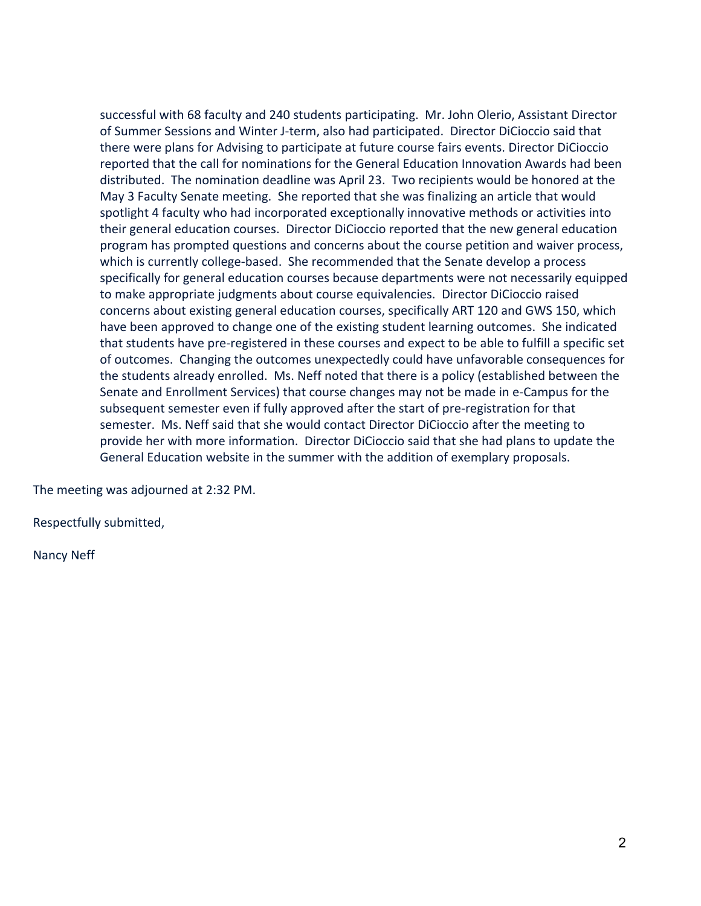successful with 68 faculty and 240 students participating. Mr. John Olerio, Assistant Director of Summer Sessions and Winter J-term, also had participated. Director DiCioccio said that there were plans for Advising to participate at future course fairs events. Director DiCioccio reported that the call for nominations for the General Education Innovation Awards had been distributed. The nomination deadline was April 23. Two recipients would be honored at the May 3 Faculty Senate meeting. She reported that she was finalizing an article that would spotlight 4 faculty who had incorporated exceptionally innovative methods or activities into their general education courses. Director DiCioccio reported that the new general education program has prompted questions and concerns about the course petition and waiver process, which is currently college-based. She recommended that the Senate develop a process specifically for general education courses because departments were not necessarily equipped to make appropriate judgments about course equivalencies. Director DiCioccio raised concerns about existing general education courses, specifically ART 120 and GWS 150, which have been approved to change one of the existing student learning outcomes. She indicated that students have pre-registered in these courses and expect to be able to fulfill a specific set of outcomes. Changing the outcomes unexpectedly could have unfavorable consequences for the students already enrolled. Ms. Neff noted that there is a policy (established between the Senate and Enrollment Services) that course changes may not be made in e-Campus for the subsequent semester even if fully approved after the start of pre-registration for that semester. Ms. Neff said that she would contact Director DiCioccio after the meeting to provide her with more information. Director DiCioccio said that she had plans to update the General Education website in the summer with the addition of exemplary proposals.

The meeting was adjourned at 2:32 PM.

Respectfully submitted,

Nancy Neff